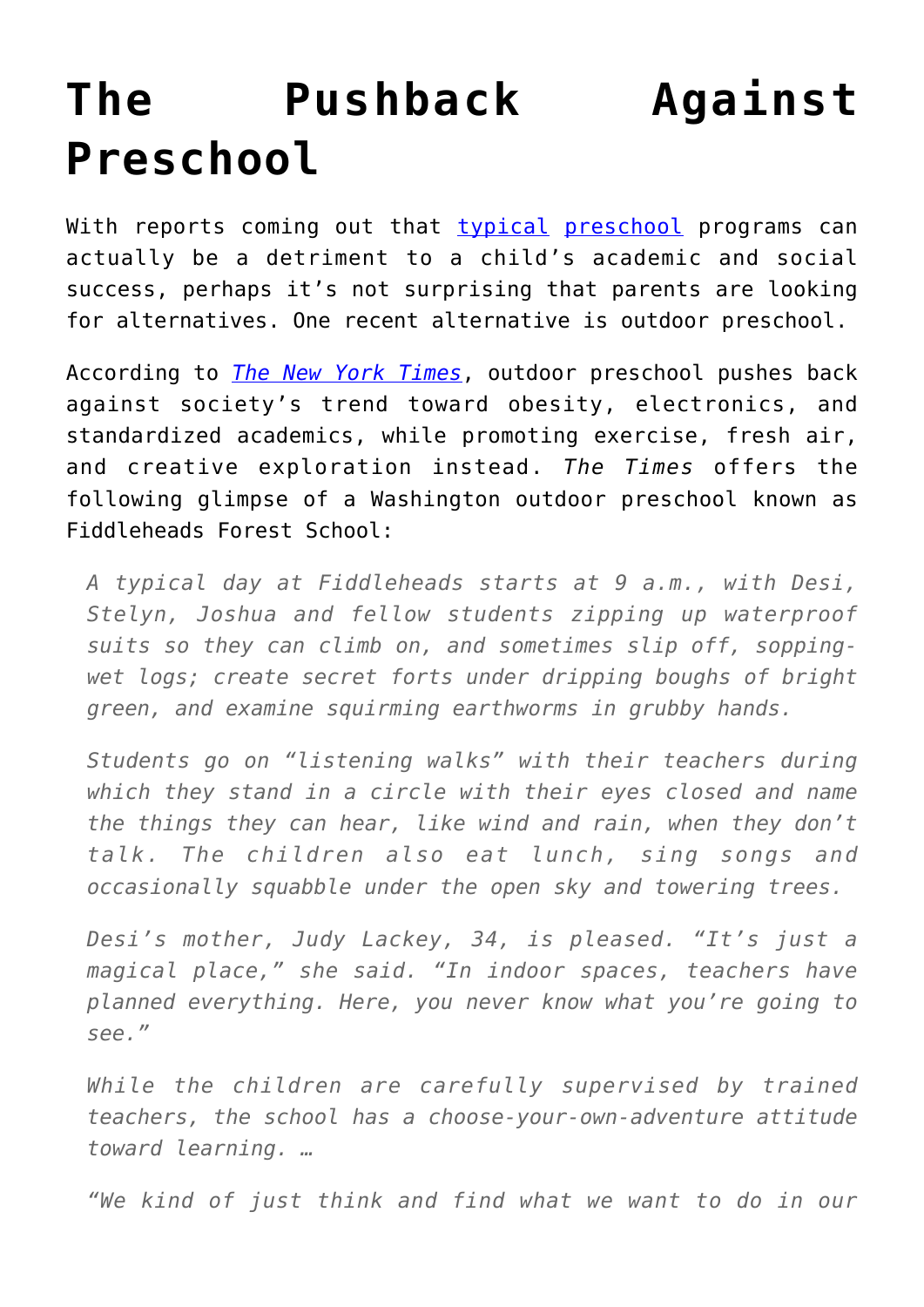# The Pushback Against Preschool

With reports coming out that typical preschool programs can actually be a detriment to a child's academic and social success, perhaps it's not surprising that parents are looking for alternatives. One recent alternative is outdoor preschool.

According to *The New York Times*, outdoor preschool pushes back against society's trend toward obesity, electronics, and standardized academics, while promoting exercise, fresh air, and creative exploration instead. *The Times* offers the following glimpse of a Washington outdoor preschool known as Fiddleheads Forest School:

> *A typical day at Fiddleheads starts at 9 a.m., with Desi, Stelyn, Joshua and fellow students zipping up waterproof suits so they can climb on, and sometimes slip off, sopping-wet logs; create secret forts under dripping boughs of bright green, and examine squirming earthworms in grubby hands.*
>
> *Students go on "listening walks" with their teachers during which they stand in a circle with their eyes closed and name the things they can hear, like wind and rain, when they don't talk. The children also eat lunch, sing songs and occasionally squabble under the open sky and towering trees.*
>
> *Desi's mother, Judy Lackey, 34, is pleased. "It's just a magical place," she said. "In indoor spaces, teachers have planned everything. Here, you never know what you're going to see."*
>
> *While the children are carefully supervised by trained teachers, the school has a choose-your-own-adventure attitude toward learning. …*
>
> *"We kind of just think and find what we want to do in our*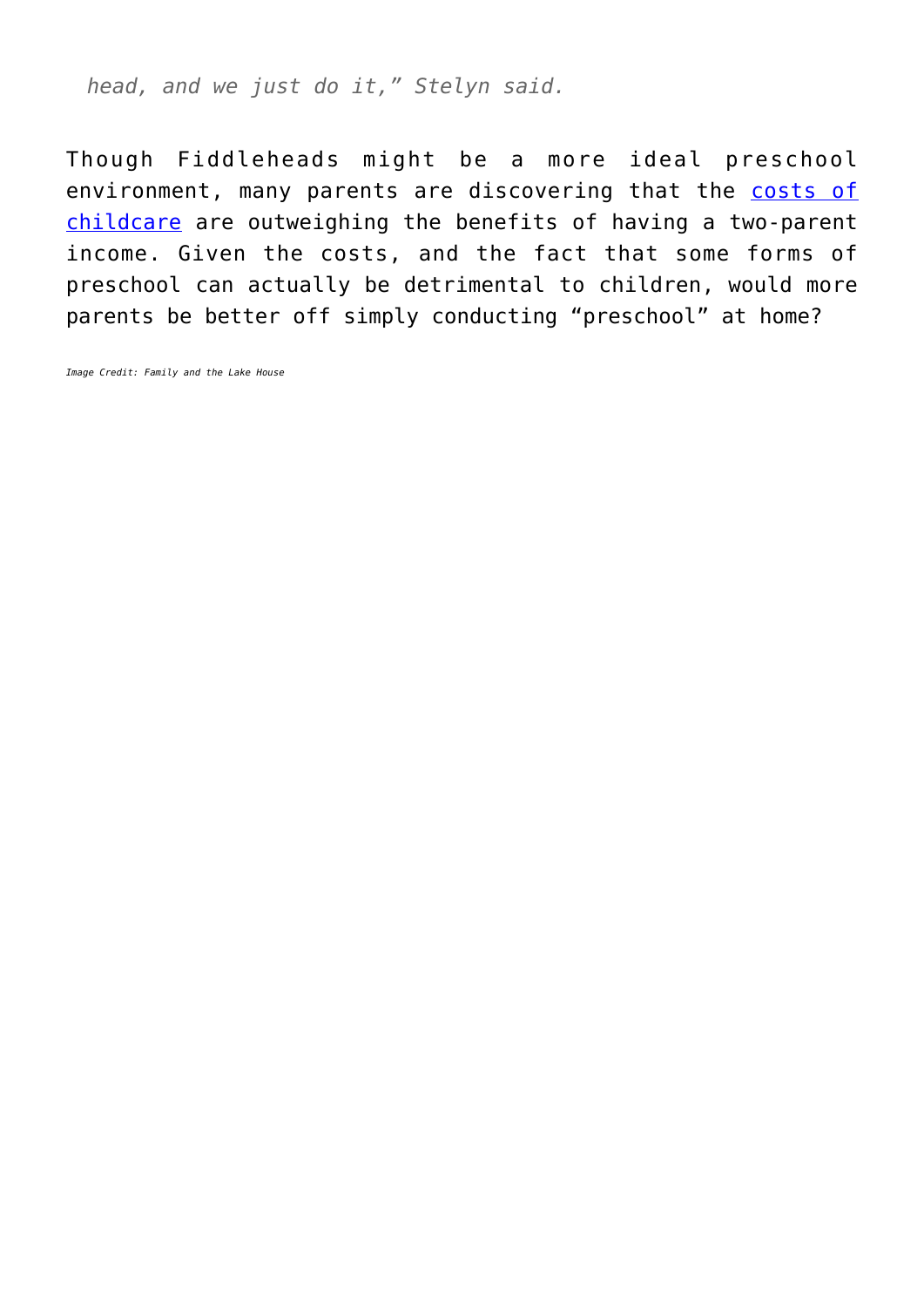*head, and we just do it," Stelyn said.*

Though Fiddleheads might be a more ideal preschool environment, many parents are discovering that the costs of childcare are outweighing the benefits of having a two-parent income. Given the costs, and the fact that some forms of preschool can actually be detrimental to children, would more parents be better off simply conducting "preschool" at home?

*Image Credit: Family and the Lake House*